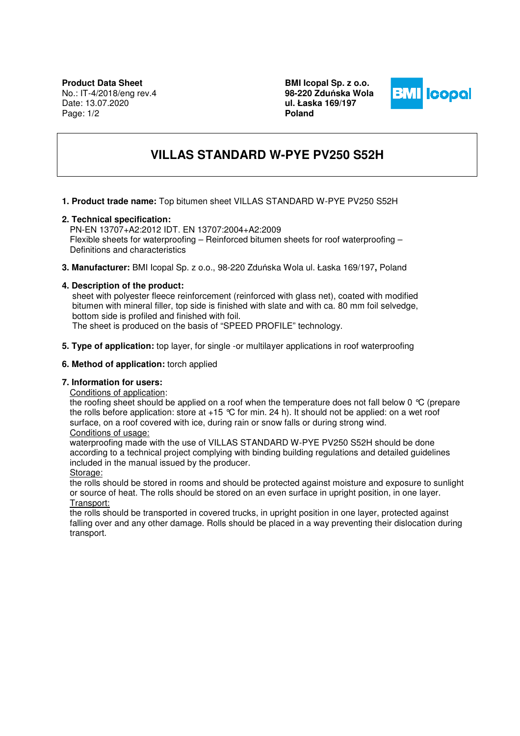**Product Data Sheet**
No.: IT-4/2018/eng rev.4
Date: 13.07.2020

**BMI Icopal Sp. z o.o.**
**98-220 Zduńska Wola**
**ul. Łaska 169/197**
**Poland**

# VILLAS STANDARD W-PYE PV250 S52H

1. **Product trade name:** Top bitumen sheet VILLAS STANDARD W-PYE PV250 S52H

2. **Technical specification:**
   PN-EN 13707+A2:2012 IDT. EN 13707:2004+A2:2009
   Flexible sheets for waterproofing – Reinforced bitumen sheets for roof waterproofing – Definitions and characteristics

3. **Manufacturer:** BMI Icopal Sp. z o.o., 98-220 Zduńska Wola ul. Łaska 169/197**,** Poland

4. **Description of the product:**
   sheet with polyester fleece reinforcement (reinforced with glass net), coated with modified bitumen with mineral filler, top side is finished with slate and with ca. 80 mm foil selvedge, bottom side is profiled and finished with foil.
   The sheet is produced on the basis of "SPEED PROFILE" technology.

5. **Type of application:** top layer, for single -or multilayer applications in roof waterproofing

6. **Method of application:** torch applied

7. **Information for users:**
   Conditions of application:
   the roofing sheet should be applied on a roof when the temperature does not fall below 0 °C (prepare the rolls before application: store at +15 °C for min. 24 h). It should not be applied: on a wet roof surface, on a roof covered with ice, during rain or snow falls or during strong wind.
   Conditions of usage:
   waterproofing made with the use of VILLAS STANDARD W-PYE PV250 S52H should be done according to a technical project complying with binding building regulations and detailed guidelines included in the manual issued by the producer.
   Storage:
   the rolls should be stored in rooms and should be protected against moisture and exposure to sunlight or source of heat. The rolls should be stored on an even surface in upright position, in one layer.
   Transport:
   the rolls should be transported in covered trucks, in upright position in one layer, protected against falling over and any other damage. Rolls should be placed in a way preventing their dislocation during transport.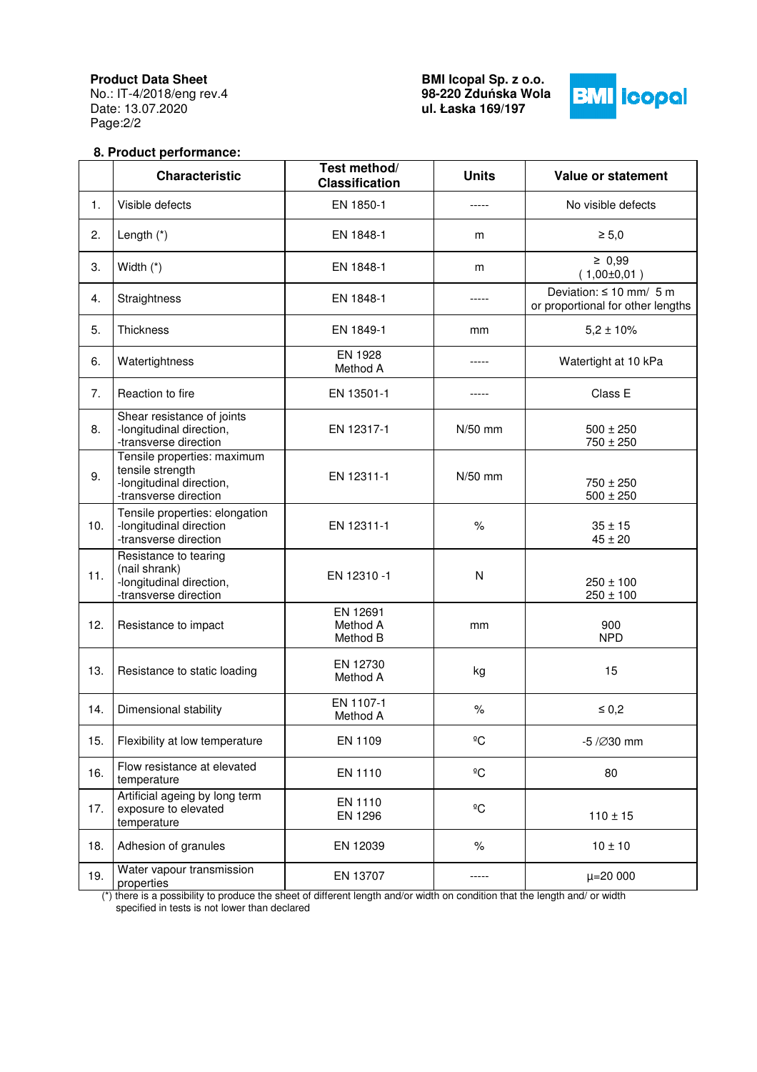**Product Data Sheet**
No.: IT-4/2018/eng rev.4
Date: 13.07.2020
Page:2/2

**BMI Icopal Sp. z o.o.**
**98-220 Zduńska Wola**
**ul. Łaska 169/197**

### 8. Product performance:

| | Characteristic | Test method/ Classification | Units | Value or statement |
|---|---|---|---|---|
| 1. | Visible defects | EN 1850-1 | ----- | No visible defects |
| 2. | Length (*) | EN 1848-1 | m | ≥ 5,0 |
| 3. | Width (*) | EN 1848-1 | m | ≥ 0,99 ( 1,00±0,01 ) |
| 4. | Straightness | EN 1848-1 | ----- | Deviation: ≤ 10 mm/ 5 m or proportional for other lengths |
| 5. | Thickness | EN 1849-1 | mm | 5,2 ± 10% |
| 6. | Watertightness | EN 1928 Method A | ----- | Watertight at 10 kPa |
| 7. | Reaction to fire | EN 13501-1 | ----- | Class E |
| 8. | Shear resistance of joints -longitudinal direction, -transverse direction | EN 12317-1 | N/50 mm | 500 ± 250<br>750 ± 250 |
| 9. | Tensile properties: maximum tensile strength -longitudinal direction, -transverse direction | EN 12311-1 | N/50 mm | 750 ± 250<br>500 ± 250 |
| 10. | Tensile properties: elongation -longitudinal direction -transverse direction | EN 12311-1 | % | 35 ± 15<br>45 ± 20 |
| 11. | Resistance to tearing (nail shrank) -longitudinal direction, -transverse direction | EN 12310 -1 | N | 250 ± 100<br>250 ± 100 |
| 12. | Resistance to impact | EN 12691 Method A Method B | mm | 900<br>NPD |
| 13. | Resistance to static loading | EN 12730 Method A | kg | 15 |
| 14. | Dimensional stability | EN 1107-1 Method A | % | ≤ 0,2 |
| 15. | Flexibility at low temperature | EN 1109 | ºC | -5 /∅30 mm |
| 16. | Flow resistance at elevated temperature | EN 1110 | ºC | 80 |
| 17. | Artificial ageing by long term exposure to elevated temperature | EN 1110 EN 1296 | ºC | 110 ± 15 |
| 18. | Adhesion of granules | EN 12039 | % | 10 ± 10 |
| 19. | Water vapour transmission properties | EN 13707 | ----- | μ=20 000 |

(*) there is a possibility to produce the sheet of different length and/or width on condition that the length and/ or width specified in tests is not lower than declared